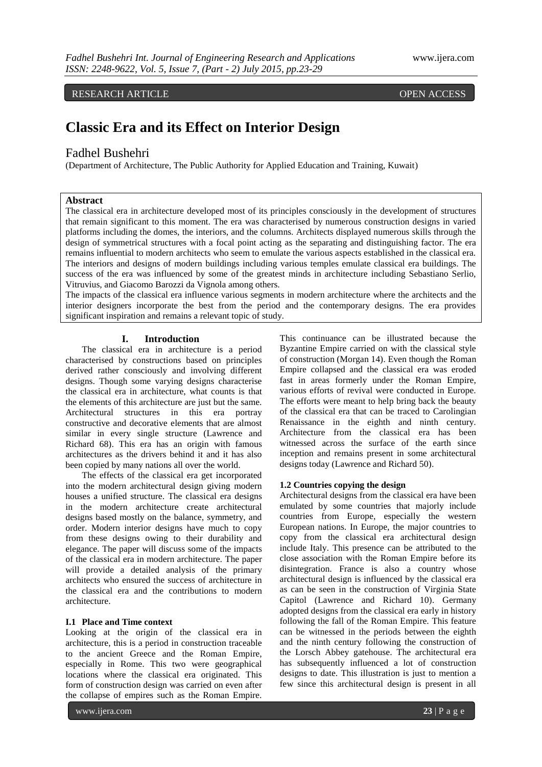RESEARCH ARTICLE OPEN ACCESS

# Classic Era and its Effect on Interior Design

Fadhel Bushehri

(Department of Architecture, The Public Authority for Applied Education and Training, Kuwait)

**Abstract**

The classical era in architecture developed most of its principles consciously in the development of structures that remain significant to this moment. The era was characterised by numerous construction designs in varied platforms including the domes, the interiors, and the columns. Architects displayed numerous skills through the design of symmetrical structures with a focal point acting as the separating and distinguishing factor. The era remains influential to modern architects who seem to emulate the various aspects established in the classical era. The interiors and designs of modern buildings including various temples emulate classical era buildings. The success of the era was influenced by some of the greatest minds in architecture including Sebastiano Serlio, Vitruvius, and Giacomo Barozzi da Vignola among others.

The impacts of the classical era influence various segments in modern architecture where the architects and the interior designers incorporate the best from the period and the contemporary designs. The era provides significant inspiration and remains a relevant topic of study.

## I. Introduction

The classical era in architecture is a period characterised by constructions based on principles derived rather consciously and involving different designs. Though some varying designs characterise the classical era in architecture, what counts is that the elements of this architecture are just but the same. Architectural structures in this era portray constructive and decorative elements that are almost similar in every single structure (Lawrence and Richard 68). This era has an origin with famous architectures as the drivers behind it and it has also been copied by many nations all over the world.

The effects of the classical era get incorporated into the modern architectural design giving modern houses a unified structure. The classical era designs in the modern architecture create architectural designs based mostly on the balance, symmetry, and order. Modern interior designs have much to copy from these designs owing to their durability and elegance. The paper will discuss some of the impacts of the classical era in modern architecture. The paper will provide a detailed analysis of the primary architects who ensured the success of architecture in the classical era and the contributions to modern architecture.

### I.1 Place and Time context

Looking at the origin of the classical era in architecture, this is a period in construction traceable to the ancient Greece and the Roman Empire, especially in Rome. This two were geographical locations where the classical era originated. This form of construction design was carried on even after the collapse of empires such as the Roman Empire. This continuance can be illustrated because the Byzantine Empire carried on with the classical style of construction (Morgan 14). Even though the Roman Empire collapsed and the classical era was eroded fast in areas formerly under the Roman Empire, various efforts of revival were conducted in Europe. The efforts were meant to help bring back the beauty of the classical era that can be traced to Carolingian Renaissance in the eighth and ninth century. Architecture from the classical era has been witnessed across the surface of the earth since inception and remains present in some architectural designs today (Lawrence and Richard 50).

### 1.2 Countries copying the design

Architectural designs from the classical era have been emulated by some countries that majorly include countries from Europe, especially the western European nations. In Europe, the major countries to copy from the classical era architectural design include Italy. This presence can be attributed to the close association with the Roman Empire before its disintegration. France is also a country whose architectural design is influenced by the classical era as can be seen in the construction of Virginia State Capitol (Lawrence and Richard 10). Germany adopted designs from the classical era early in history following the fall of the Roman Empire. This feature can be witnessed in the periods between the eighth and the ninth century following the construction of the Lorsch Abbey gatehouse. The architectural era has subsequently influenced a lot of construction designs to date. This illustration is just to mention a few since this architectural design is present in all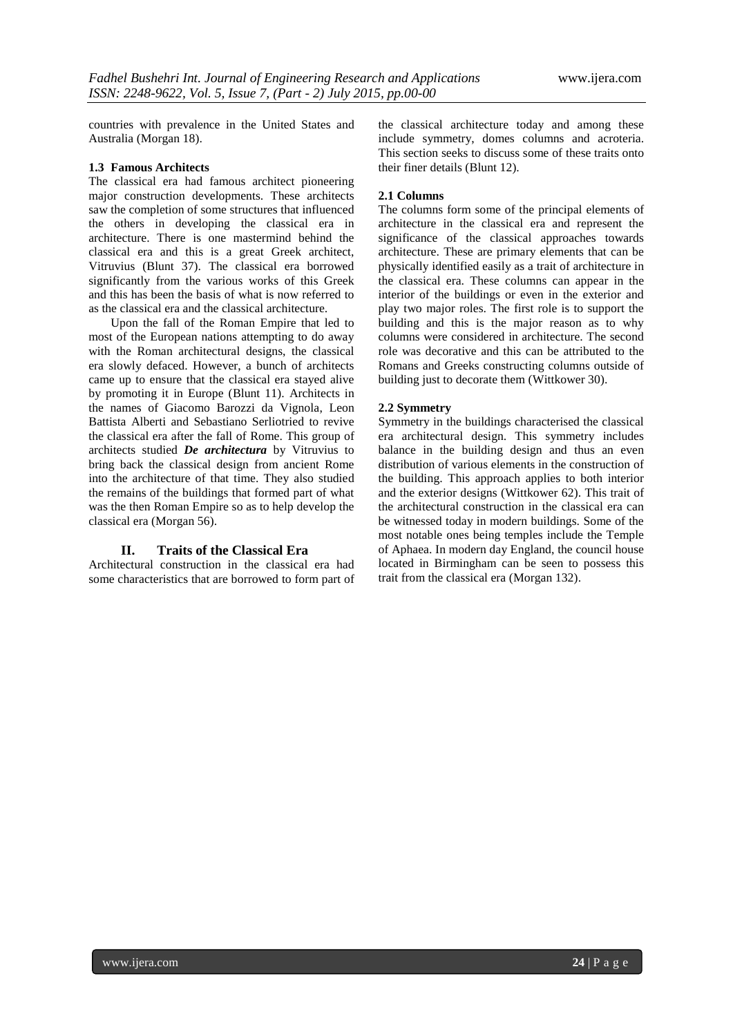countries with prevalence in the United States and Australia (Morgan 18).

### 1.3 Famous Architects

The classical era had famous architect pioneering major construction developments. These architects saw the completion of some structures that influenced the others in developing the classical era in architecture. There is one mastermind behind the classical era and this is a great Greek architect, Vitruvius (Blunt 37). The classical era borrowed significantly from the various works of this Greek and this has been the basis of what is now referred to as the classical era and the classical architecture.

Upon the fall of the Roman Empire that led to most of the European nations attempting to do away with the Roman architectural designs, the classical era slowly defaced. However, a bunch of architects came up to ensure that the classical era stayed alive by promoting it in Europe (Blunt 11). Architects in the names of Giacomo Barozzi da Vignola, Leon Battista Alberti and Sebastiano Serliotried to revive the classical era after the fall of Rome. This group of architects studied ***De architectura*** by Vitruvius to bring back the classical design from ancient Rome into the architecture of that time. They also studied the remains of the buildings that formed part of what was the then Roman Empire so as to help develop the classical era (Morgan 56).

## II. Traits of the Classical Era

Architectural construction in the classical era had some characteristics that are borrowed to form part of the classical architecture today and among these include symmetry, domes columns and acroteria. This section seeks to discuss some of these traits onto their finer details (Blunt 12).

### 2.1 Columns

The columns form some of the principal elements of architecture in the classical era and represent the significance of the classical approaches towards architecture. These are primary elements that can be physically identified easily as a trait of architecture in the classical era. These columns can appear in the interior of the buildings or even in the exterior and play two major roles. The first role is to support the building and this is the major reason as to why columns were considered in architecture. The second role was decorative and this can be attributed to the Romans and Greeks constructing columns outside of building just to decorate them (Wittkower 30).

### 2.2 Symmetry

Symmetry in the buildings characterised the classical era architectural design. This symmetry includes balance in the building design and thus an even distribution of various elements in the construction of the building. This approach applies to both interior and the exterior designs (Wittkower 62). This trait of the architectural construction in the classical era can be witnessed today in modern buildings. Some of the most notable ones being temples include the Temple of Aphaea. In modern day England, the council house located in Birmingham can be seen to possess this trait from the classical era (Morgan 132).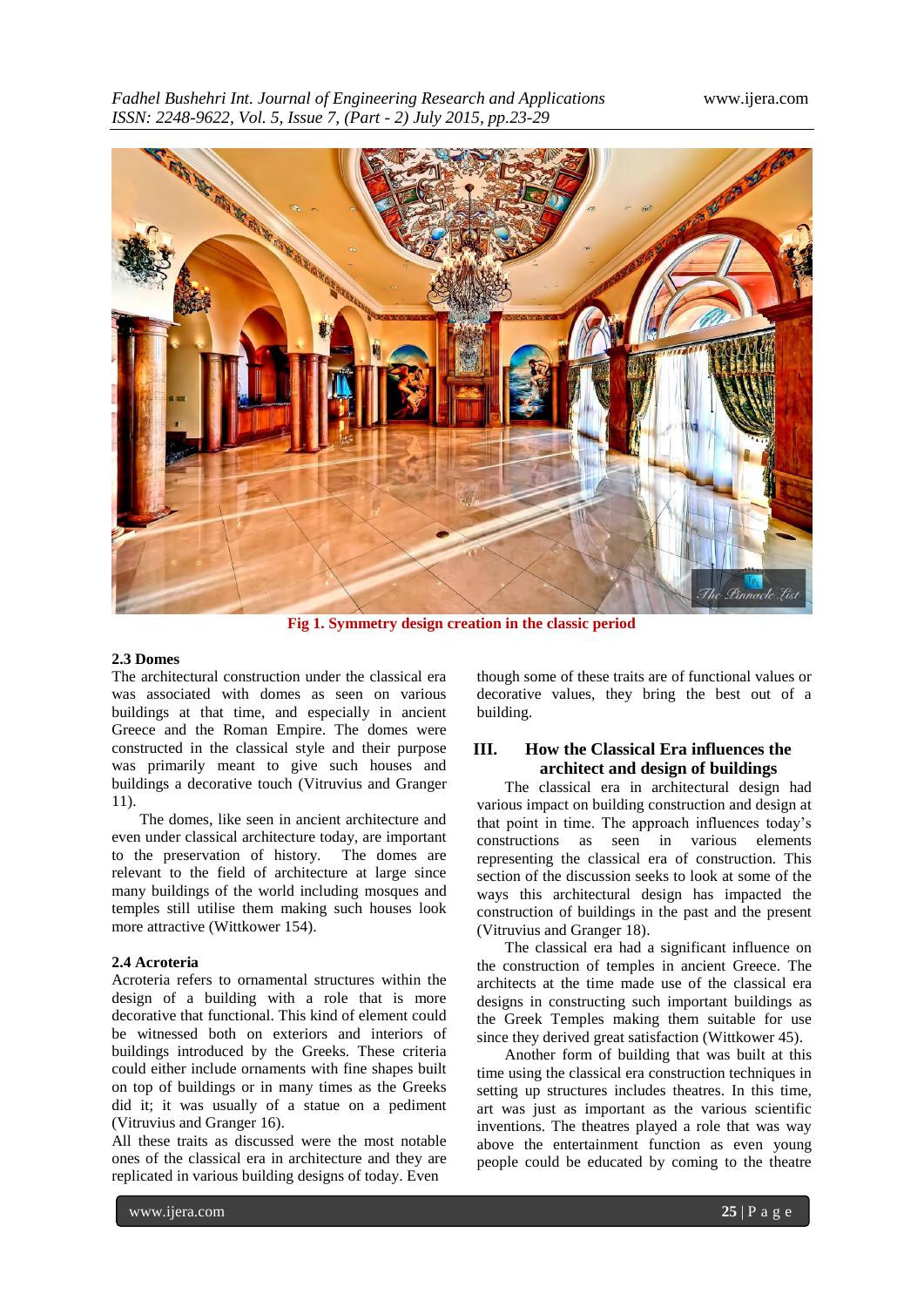Fig 1. Symmetry design creation in the classic period

### 2.3 Domes

The architectural construction under the classical era was associated with domes as seen on various buildings at that time, and especially in ancient Greece and the Roman Empire. The domes were constructed in the classical style and their purpose was primarily meant to give such houses and buildings a decorative touch (Vitruvius and Granger 11).

The domes, like seen in ancient architecture and even under classical architecture today, are important to the preservation of history. The domes are relevant to the field of architecture at large since many buildings of the world including mosques and temples still utilise them making such houses look more attractive (Wittkower 154).

### 2.4 Acroteria

Acroteria refers to ornamental structures within the design of a building with a role that is more decorative that functional. This kind of element could be witnessed both on exteriors and interiors of buildings introduced by the Greeks. These criteria could either include ornaments with fine shapes built on top of buildings or in many times as the Greeks did it; it was usually of a statue on a pediment (Vitruvius and Granger 16).

All these traits as discussed were the most notable ones of the classical era in architecture and they are replicated in various building designs of today. Even though some of these traits are of functional values or decorative values, they bring the best out of a building.

## III. How the Classical Era influences the architect and design of buildings

The classical era in architectural design had various impact on building construction and design at that point in time. The approach influences today's constructions as seen in various elements representing the classical era of construction. This section of the discussion seeks to look at some of the ways this architectural design has impacted the construction of buildings in the past and the present (Vitruvius and Granger 18).

The classical era had a significant influence on the construction of temples in ancient Greece. The architects at the time made use of the classical era designs in constructing such important buildings as the Greek Temples making them suitable for use since they derived great satisfaction (Wittkower 45).

Another form of building that was built at this time using the classical era construction techniques in setting up structures includes theatres. In this time, art was just as important as the various scientific inventions. The theatres played a role that was way above the entertainment function as even young people could be educated by coming to the theatre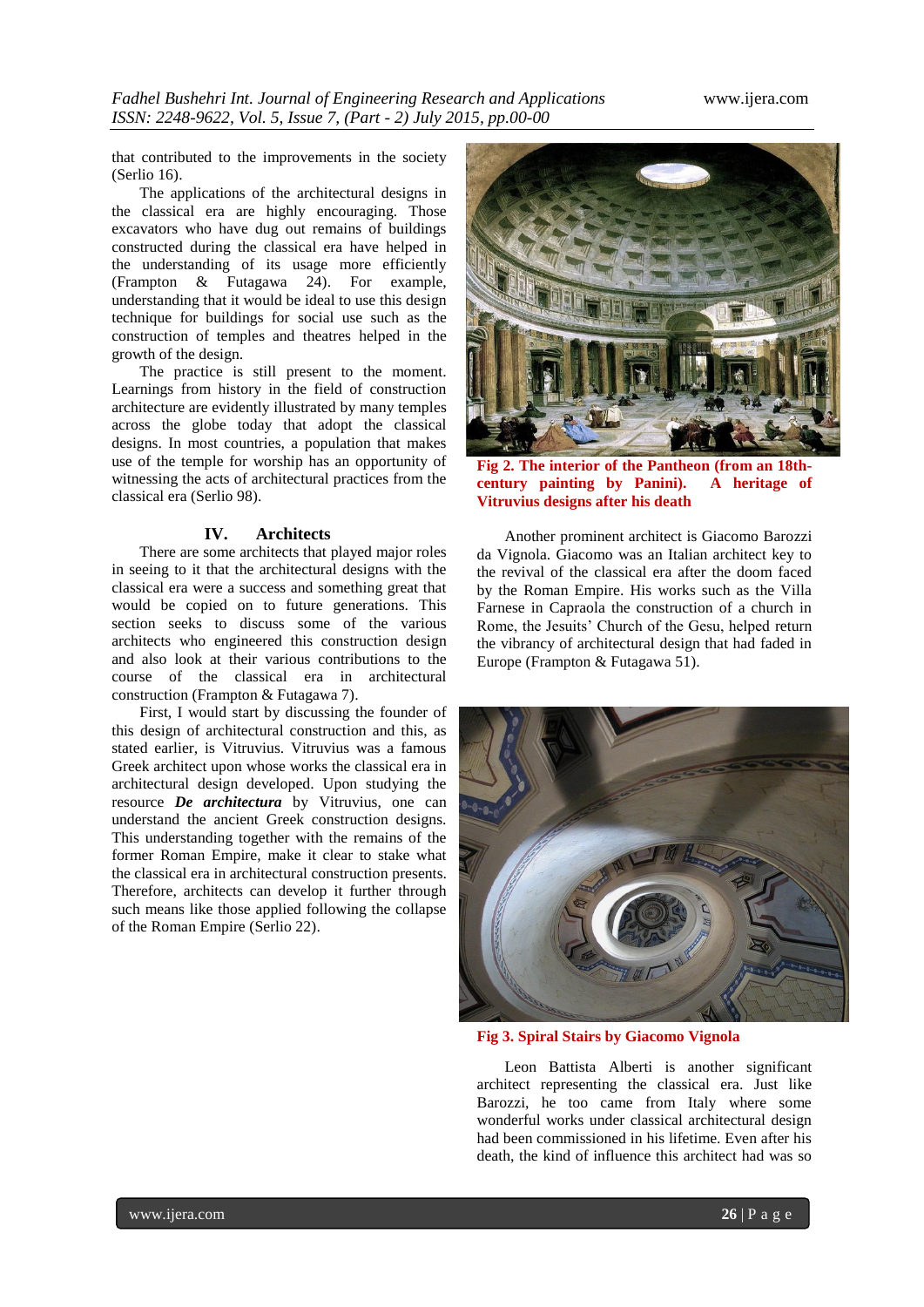that contributed to the improvements in the society (Serlio 16).

The applications of the architectural designs in the classical era are highly encouraging. Those excavators who have dug out remains of buildings constructed during the classical era have helped in the understanding of its usage more efficiently (Frampton & Futagawa 24). For example, understanding that it would be ideal to use this design technique for buildings for social use such as the construction of temples and theatres helped in the growth of the design.

The practice is still present to the moment. Learnings from history in the field of construction architecture are evidently illustrated by many temples across the globe today that adopt the classical designs. In most countries, a population that makes use of the temple for worship has an opportunity of witnessing the acts of architectural practices from the classical era (Serlio 98).

## IV. Architects

There are some architects that played major roles in seeing to it that the architectural designs with the classical era were a success and something great that would be copied on to future generations. This section seeks to discuss some of the various architects who engineered this construction design and also look at their various contributions to the course of the classical era in architectural construction (Frampton & Futagawa 7).

First, I would start by discussing the founder of this design of architectural construction and this, as stated earlier, is Vitruvius. Vitruvius was a famous Greek architect upon whose works the classical era in architectural design developed. Upon studying the resource ***De architectura*** by Vitruvius, one can understand the ancient Greek construction designs. This understanding together with the remains of the former Roman Empire, make it clear to stake what the classical era in architectural construction presents. Therefore, architects can develop it further through such means like those applied following the collapse of the Roman Empire (Serlio 22).

**Fig 2. The interior of the Pantheon (from an 18th-century painting by Panini). A heritage of Vitruvius designs after his death**

Another prominent architect is Giacomo Barozzi da Vignola. Giacomo was an Italian architect key to the revival of the classical era after the doom faced by the Roman Empire. His works such as the Villa Farnese in Capraola the construction of a church in Rome, the Jesuits' Church of the Gesu, helped return the vibrancy of architectural design that had faded in Europe (Frampton & Futagawa 51).

**Fig 3. Spiral Stairs by Giacomo Vignola**

Leon Battista Alberti is another significant architect representing the classical era. Just like Barozzi, he too came from Italy where some wonderful works under classical architectural design had been commissioned in his lifetime. Even after his death, the kind of influence this architect had was so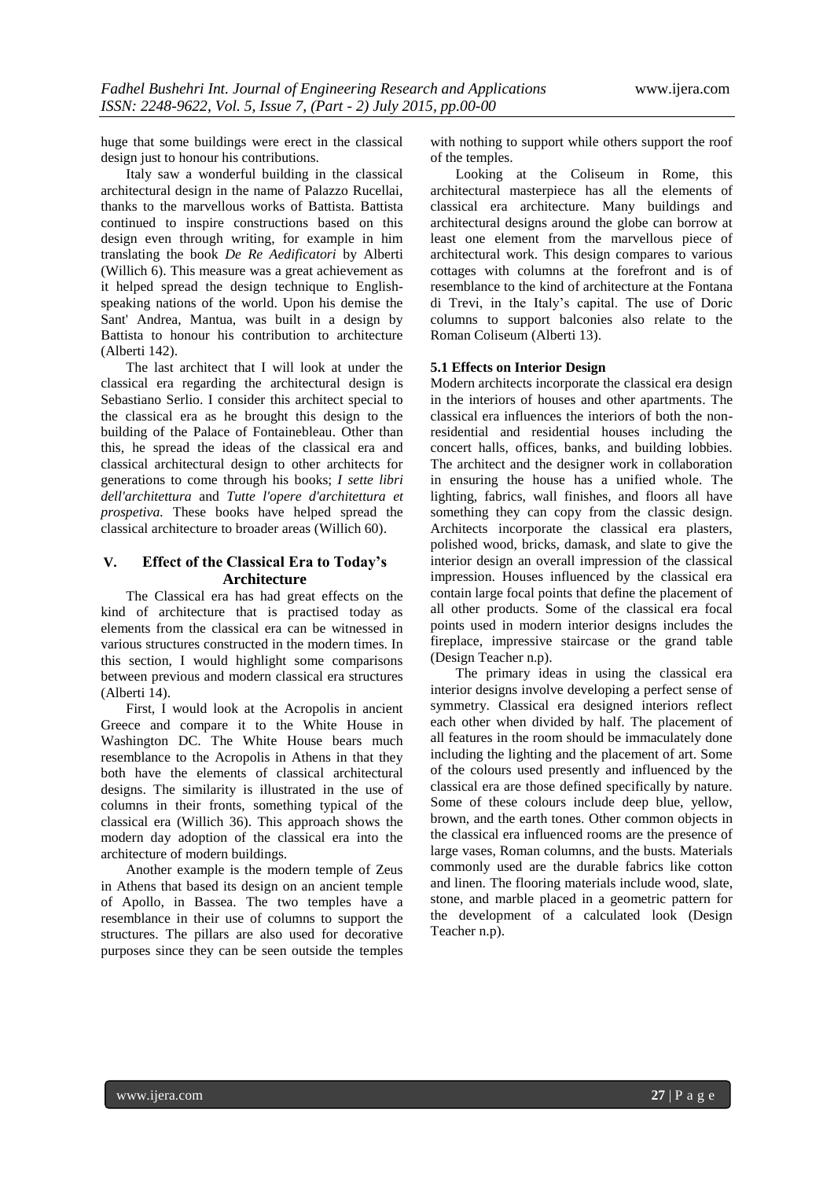huge that some buildings were erect in the classical design just to honour his contributions.

Italy saw a wonderful building in the classical architectural design in the name of Palazzo Rucellai, thanks to the marvellous works of Battista. Battista continued to inspire constructions based on this design even through writing, for example in him translating the book *De Re Aedificatori* by Alberti (Willich 6). This measure was a great achievement as it helped spread the design technique to English-speaking nations of the world. Upon his demise the Sant' Andrea, Mantua, was built in a design by Battista to honour his contribution to architecture (Alberti 142).

The last architect that I will look at under the classical era regarding the architectural design is Sebastiano Serlio. I consider this architect special to the classical era as he brought this design to the building of the Palace of Fontainebleau. Other than this, he spread the ideas of the classical era and classical architectural design to other architects for generations to come through his books; *I sette libri dell'architettura* and *Tutte l'opere d'architettura et prospetiva.* These books have helped spread the classical architecture to broader areas (Willich 60).

## V. Effect of the Classical Era to Today's Architecture

The Classical era has had great effects on the kind of architecture that is practised today as elements from the classical era can be witnessed in various structures constructed in the modern times. In this section, I would highlight some comparisons between previous and modern classical era structures (Alberti 14).

First, I would look at the Acropolis in ancient Greece and compare it to the White House in Washington DC. The White House bears much resemblance to the Acropolis in Athens in that they both have the elements of classical architectural designs. The similarity is illustrated in the use of columns in their fronts, something typical of the classical era (Willich 36). This approach shows the modern day adoption of the classical era into the architecture of modern buildings.

Another example is the modern temple of Zeus in Athens that based its design on an ancient temple of Apollo, in Bassea. The two temples have a resemblance in their use of columns to support the structures. The pillars are also used for decorative purposes since they can be seen outside the temples with nothing to support while others support the roof of the temples.

Looking at the Coliseum in Rome, this architectural masterpiece has all the elements of classical era architecture. Many buildings and architectural designs around the globe can borrow at least one element from the marvellous piece of architectural work. This design compares to various cottages with columns at the forefront and is of resemblance to the kind of architecture at the Fontana di Trevi, in the Italy's capital. The use of Doric columns to support balconies also relate to the Roman Coliseum (Alberti 13).

### 5.1 Effects on Interior Design

Modern architects incorporate the classical era design in the interiors of houses and other apartments. The classical era influences the interiors of both the non-residential and residential houses including the concert halls, offices, banks, and building lobbies. The architect and the designer work in collaboration in ensuring the house has a unified whole. The lighting, fabrics, wall finishes, and floors all have something they can copy from the classic design. Architects incorporate the classical era plasters, polished wood, bricks, damask, and slate to give the interior design an overall impression of the classical impression. Houses influenced by the classical era contain large focal points that define the placement of all other products. Some of the classical era focal points used in modern interior designs includes the fireplace, impressive staircase or the grand table (Design Teacher n.p).

The primary ideas in using the classical era interior designs involve developing a perfect sense of symmetry. Classical era designed interiors reflect each other when divided by half. The placement of all features in the room should be immaculately done including the lighting and the placement of art. Some of the colours used presently and influenced by the classical era are those defined specifically by nature. Some of these colours include deep blue, yellow, brown, and the earth tones. Other common objects in the classical era influenced rooms are the presence of large vases, Roman columns, and the busts. Materials commonly used are the durable fabrics like cotton and linen. The flooring materials include wood, slate, stone, and marble placed in a geometric pattern for the development of a calculated look (Design Teacher n.p).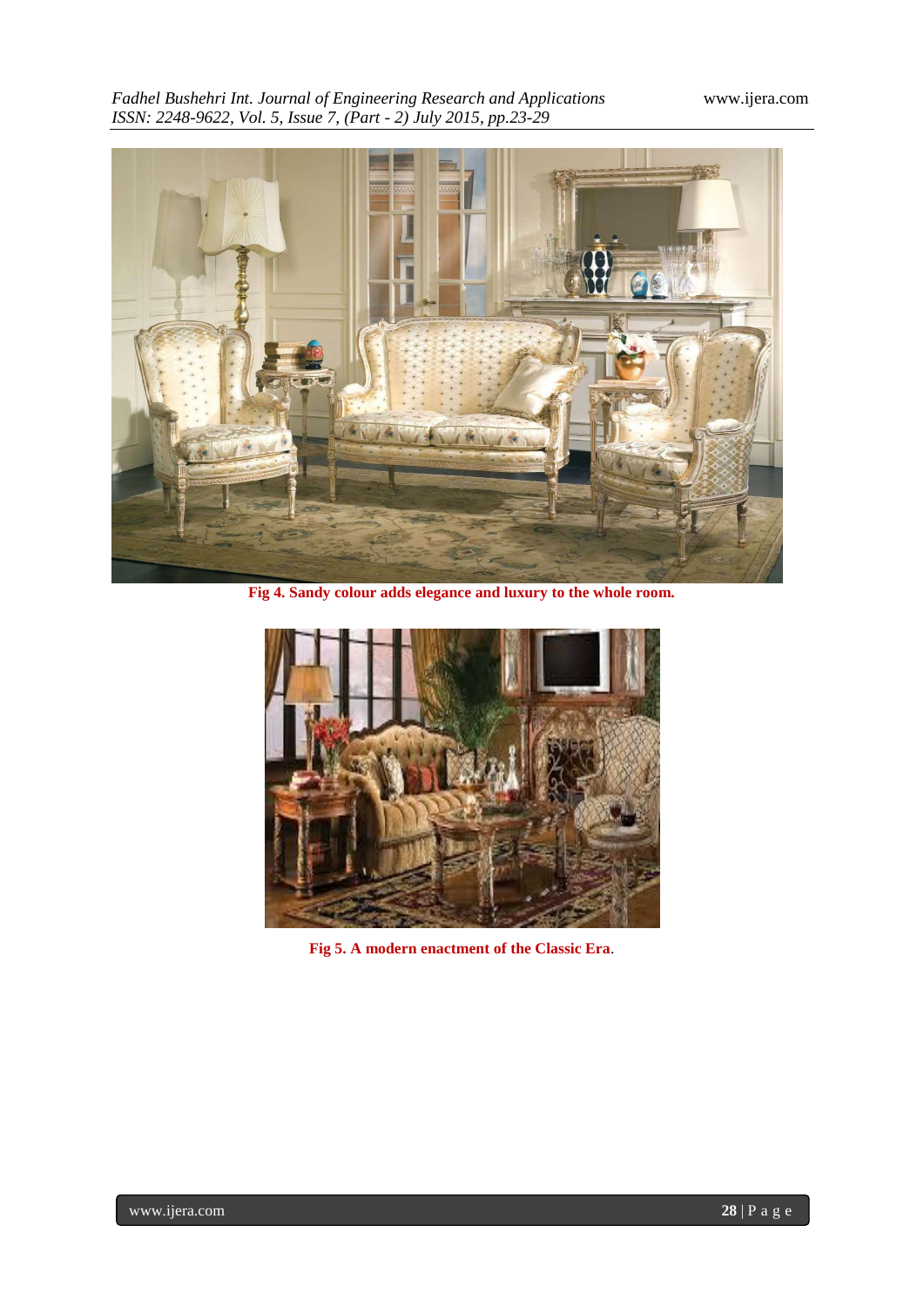**Fig 4. Sandy colour adds elegance and luxury to the whole room.**

**Fig 5. A modern enactment of the Classic Era**.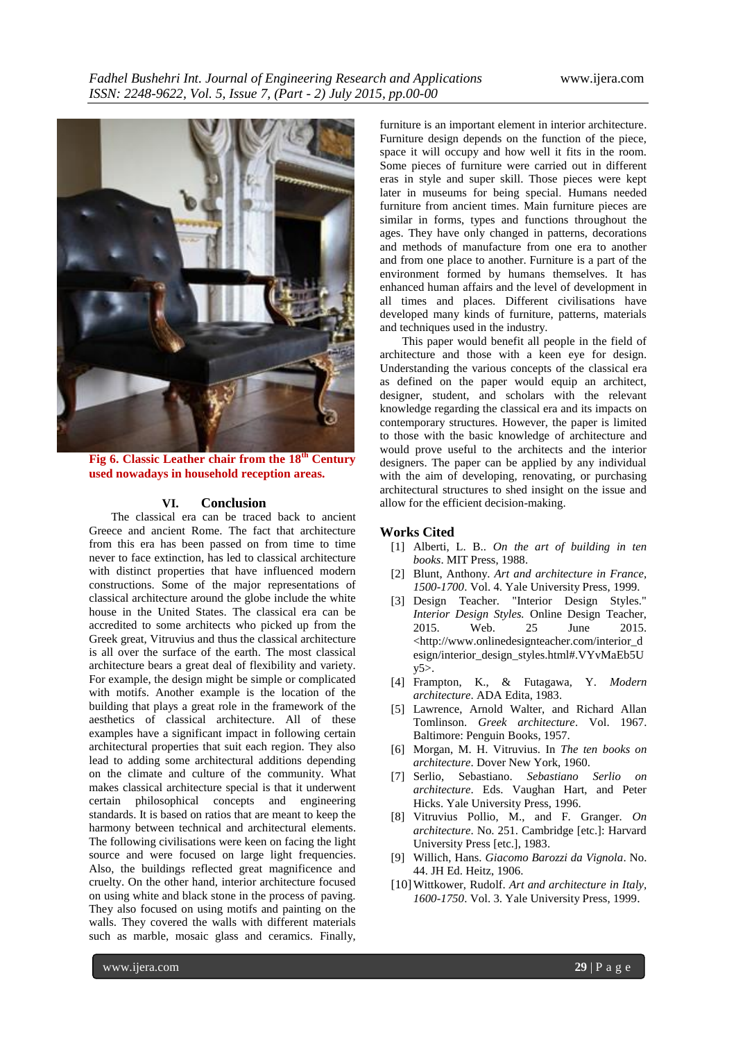Fig 6. Classic Leather chair from the 18th Century used nowadays in household reception areas.

## VI. Conclusion

The classical era can be traced back to ancient Greece and ancient Rome. The fact that architecture from this era has been passed on from time to time never to face extinction, has led to classical architecture with distinct properties that have influenced modern constructions. Some of the major representations of classical architecture around the globe include the white house in the United States. The classical era can be accredited to some architects who picked up from the Greek great, Vitruvius and thus the classical architecture is all over the surface of the earth. The most classical architecture bears a great deal of flexibility and variety. For example, the design might be simple or complicated with motifs. Another example is the location of the building that plays a great role in the framework of the aesthetics of classical architecture. All of these examples have a significant impact in following certain architectural properties that suit each region. They also lead to adding some architectural additions depending on the climate and culture of the community. What makes classical architecture special is that it underwent certain philosophical concepts and engineering standards. It is based on ratios that are meant to keep the harmony between technical and architectural elements. The following civilisations were keen on facing the light source and were focused on large light frequencies. Also, the buildings reflected great magnificence and cruelty. On the other hand, interior architecture focused on using white and black stone in the process of paving. They also focused on using motifs and painting on the walls. They covered the walls with different materials such as marble, mosaic glass and ceramics. Finally, furniture is an important element in interior architecture. Furniture design depends on the function of the piece, space it will occupy and how well it fits in the room. Some pieces of furniture were carried out in different eras in style and super skill. Those pieces were kept later in museums for being special. Humans needed furniture from ancient times. Main furniture pieces are similar in forms, types and functions throughout the ages. They have only changed in patterns, decorations and methods of manufacture from one era to another and from one place to another. Furniture is a part of the environment formed by humans themselves. It has enhanced human affairs and the level of development in all times and places. Different civilisations have developed many kinds of furniture, patterns, materials and techniques used in the industry.

This paper would benefit all people in the field of architecture and those with a keen eye for design. Understanding the various concepts of the classical era as defined on the paper would equip an architect, designer, student, and scholars with the relevant knowledge regarding the classical era and its impacts on contemporary structures. However, the paper is limited to those with the basic knowledge of architecture and would prove useful to the architects and the interior designers. The paper can be applied by any individual with the aim of developing, renovating, or purchasing architectural structures to shed insight on the issue and allow for the efficient decision-making.

## Works Cited

[1] Alberti, L. B.. *On the art of building in ten books*. MIT Press, 1988.

[2] Blunt, Anthony. *Art and architecture in France, 1500-1700*. Vol. 4. Yale University Press, 1999.

[3] Design Teacher. "Interior Design Styles." *Interior Design Styles.* Online Design Teacher, 2015. Web. 25 June 2015. <http://www.onlinedesignteacher.com/interior_design/interior_design_styles.html#.VYvMaEb5Uy5>.

[4] Frampton, K., & Futagawa, Y. *Modern architecture*. ADA Edita, 1983.

[5] Lawrence, Arnold Walter, and Richard Allan Tomlinson. *Greek architecture*. Vol. 1967. Baltimore: Penguin Books, 1957.

[6] Morgan, M. H. Vitruvius. In *The ten books on architecture*. Dover New York, 1960.

[7] Serlio, Sebastiano. *Sebastiano Serlio on architecture*. Eds. Vaughan Hart, and Peter Hicks. Yale University Press, 1996.

[8] Vitruvius Pollio, M., and F. Granger. *On architecture*. No. 251. Cambridge [etc.]: Harvard University Press [etc.], 1983.

[9] Willich, Hans. *Giacomo Barozzi da Vignola*. No. 44. JH Ed. Heitz, 1906.

[10] Wittkower, Rudolf. *Art and architecture in Italy, 1600-1750*. Vol. 3. Yale University Press, 1999.